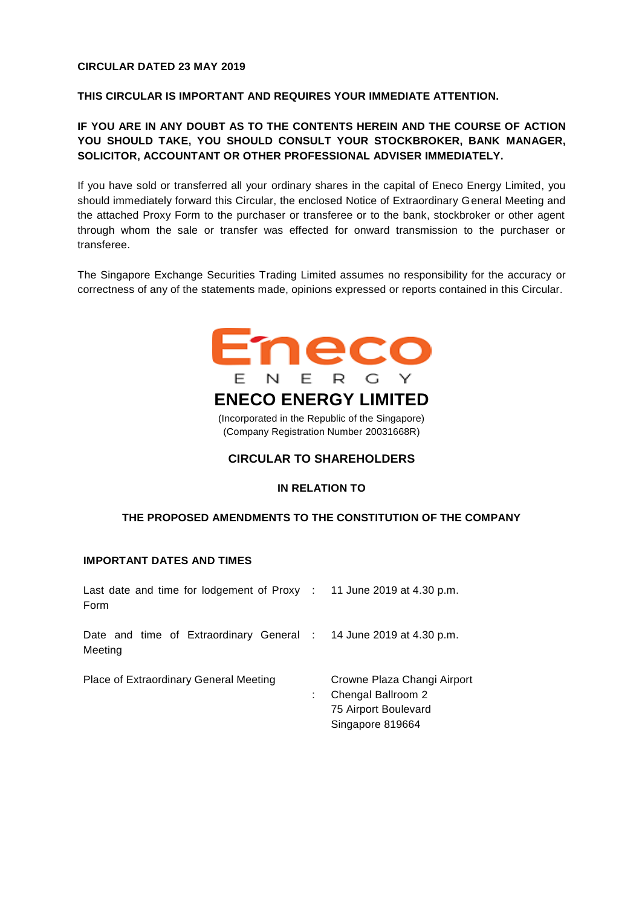**CIRCULAR DATED 23 MAY 2019**

**THIS CIRCULAR IS IMPORTANT AND REQUIRES YOUR IMMEDIATE ATTENTION.**

**IF YOU ARE IN ANY DOUBT AS TO THE CONTENTS HEREIN AND THE COURSE OF ACTION YOU SHOULD TAKE, YOU SHOULD CONSULT YOUR STOCKBROKER, BANK MANAGER, SOLICITOR, ACCOUNTANT OR OTHER PROFESSIONAL ADVISER IMMEDIATELY.**

If you have sold or transferred all your ordinary shares in the capital of Eneco Energy Limited, you should immediately forward this Circular, the enclosed Notice of Extraordinary General Meeting and the attached Proxy Form to the purchaser or transferee or to the bank, stockbroker or other agent through whom the sale or transfer was effected for onward transmission to the purchaser or transferee.

The Singapore Exchange Securities Trading Limited assumes no responsibility for the accuracy or correctness of any of the statements made, opinions expressed or reports contained in this Circular.

Eneco

E N E R G Y

# ENECO ENERGY LIMITED

(Incorporated in the Republic of the Singapore)
(Company Registration Number 20031668R)

## CIRCULAR TO SHAREHOLDERS

**IN RELATION TO**

**THE PROPOSED AMENDMENTS TO THE CONSTITUTION OF THE COMPANY**

**IMPORTANT DATES AND TIMES**

| | | |
|---|---|---|
| Last date and time for lodgement of Proxy Form | : | 11 June 2019 at 4.30 p.m. |
| Date and time of Extraordinary General Meeting | : | 14 June 2019 at 4.30 p.m. |
| Place of Extraordinary General Meeting | : | Crowne Plaza Changi Airport<br>Chengal Ballroom 2<br>75 Airport Boulevard<br>Singapore 819664 |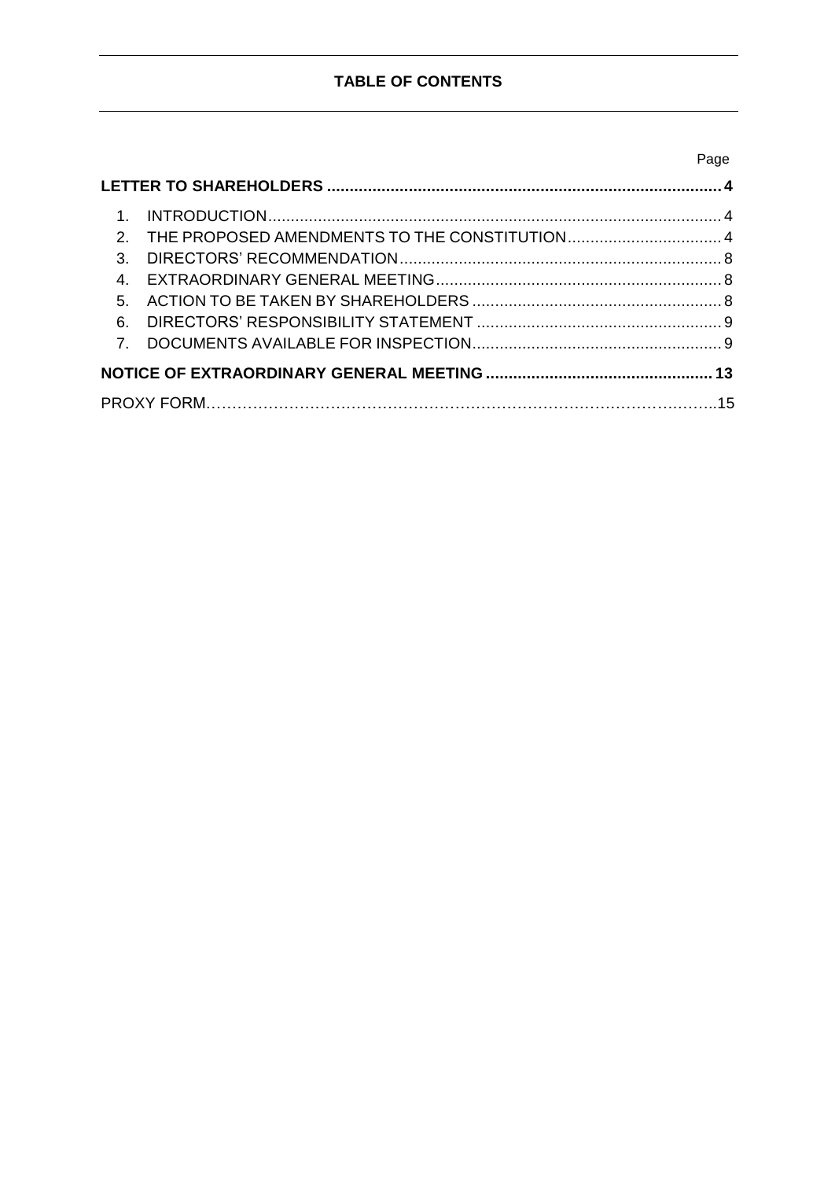## TABLE OF CONTENTS

| | Page |
|---|---|
| **LETTER TO SHAREHOLDERS** | **4** |
| 1. INTRODUCTION | 4 |
| 2. THE PROPOSED AMENDMENTS TO THE CONSTITUTION | 4 |
| 3. DIRECTORS' RECOMMENDATION | 8 |
| 4. EXTRAORDINARY GENERAL MEETING | 8 |
| 5. ACTION TO BE TAKEN BY SHAREHOLDERS | 8 |
| 6. DIRECTORS' RESPONSIBILITY STATEMENT | 9 |
| 7. DOCUMENTS AVAILABLE FOR INSPECTION | 9 |
| **NOTICE OF EXTRAORDINARY GENERAL MEETING** | **13** |
| PROXY FORM | 15 |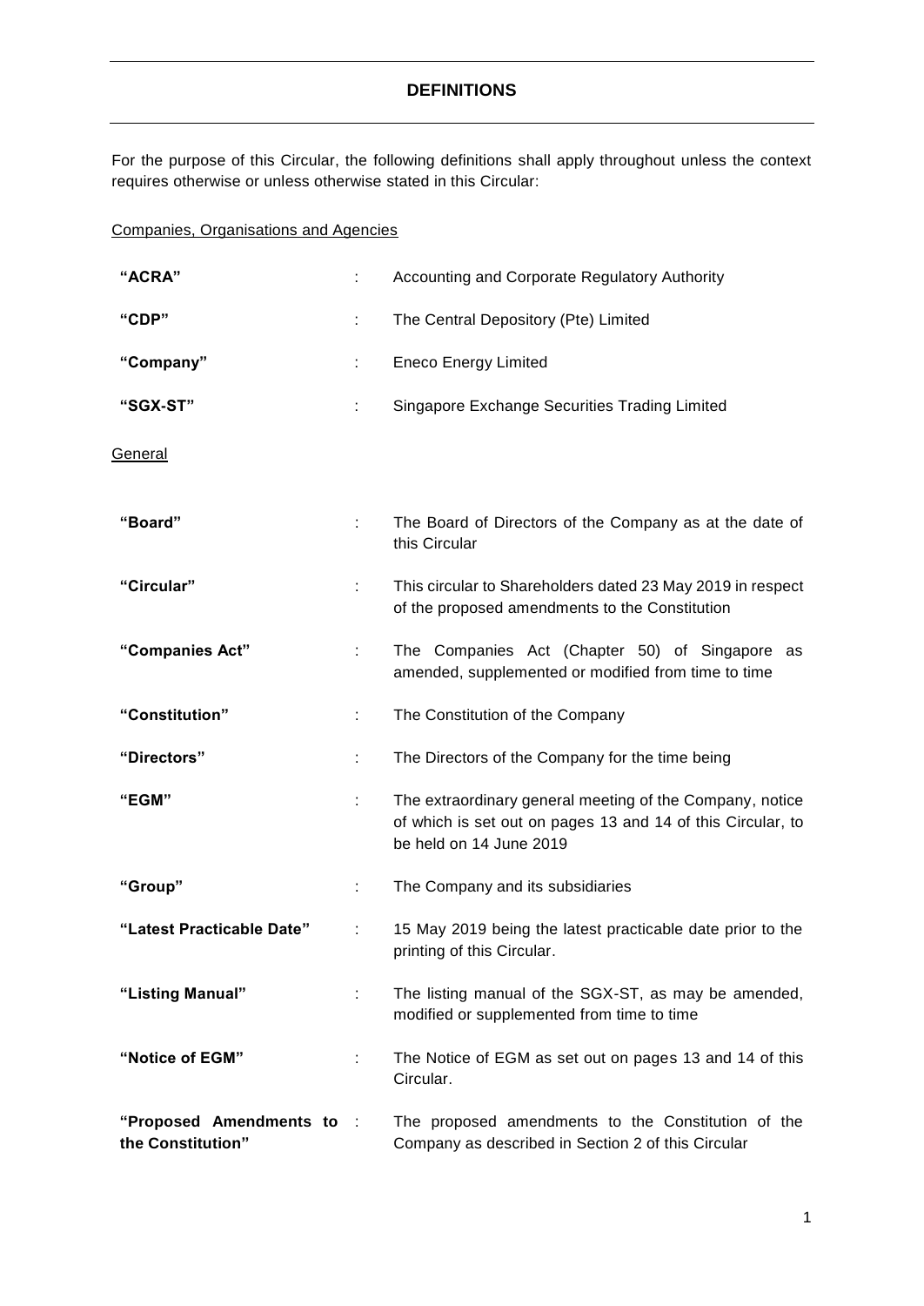# DEFINITIONS

For the purpose of this Circular, the following definitions shall apply throughout unless the context requires otherwise or unless otherwise stated in this Circular:

Companies, Organisations and Agencies

| | | |
|---|---|---|
| **"ACRA"** | : | Accounting and Corporate Regulatory Authority |
| **"CDP"** | : | The Central Depository (Pte) Limited |
| **"Company"** | : | Eneco Energy Limited |
| **"SGX-ST"** | : | Singapore Exchange Securities Trading Limited |

General

| | | |
|---|---|---|
| **"Board"** | : | The Board of Directors of the Company as at the date of this Circular |
| **"Circular"** | : | This circular to Shareholders dated 23 May 2019 in respect of the proposed amendments to the Constitution |
| **"Companies Act"** | : | The Companies Act (Chapter 50) of Singapore as amended, supplemented or modified from time to time |
| **"Constitution"** | : | The Constitution of the Company |
| **"Directors"** | : | The Directors of the Company for the time being |
| **"EGM"** | : | The extraordinary general meeting of the Company, notice of which is set out on pages 13 and 14 of this Circular, to be held on 14 June 2019 |
| **"Group"** | : | The Company and its subsidiaries |
| **"Latest Practicable Date"** | : | 15 May 2019 being the latest practicable date prior to the printing of this Circular. |
| **"Listing Manual"** | : | The listing manual of the SGX-ST, as may be amended, modified or supplemented from time to time |
| **"Notice of EGM"** | : | The Notice of EGM as set out on pages 13 and 14 of this Circular. |
| **"Proposed Amendments to the Constitution"** | : | The proposed amendments to the Constitution of the Company as described in Section 2 of this Circular |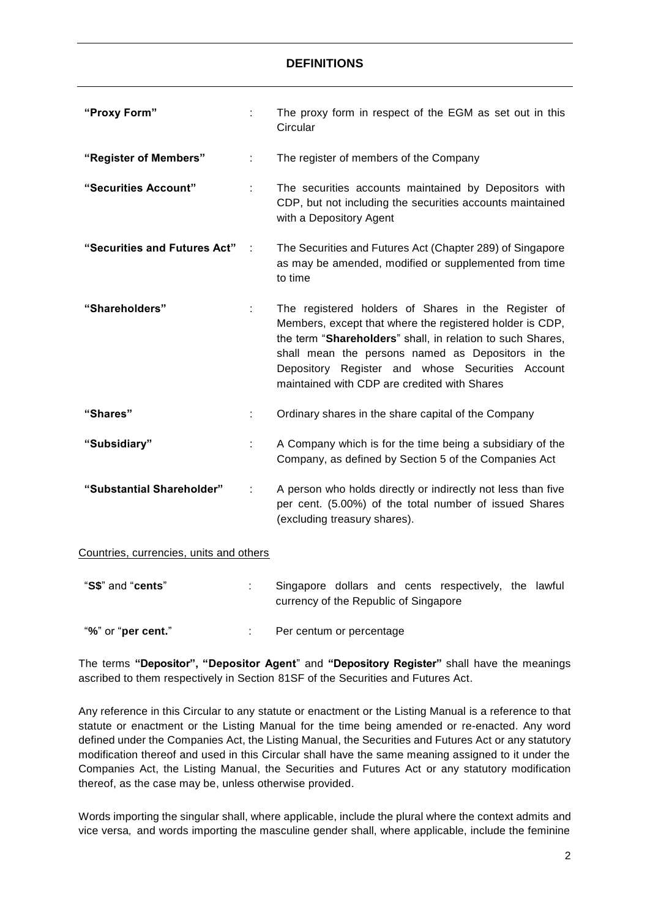## DEFINITIONS

| | | |
|---|---|---|
| **"Proxy Form"** | : | The proxy form in respect of the EGM as set out in this Circular |
| **"Register of Members"** | : | The register of members of the Company |
| **"Securities Account"** | : | The securities accounts maintained by Depositors with CDP, but not including the securities accounts maintained with a Depository Agent |
| **"Securities and Futures Act"** | : | The Securities and Futures Act (Chapter 289) of Singapore as may be amended, modified or supplemented from time to time |
| **"Shareholders"** | : | The registered holders of Shares in the Register of Members, except that where the registered holder is CDP, the term "**Shareholders**" shall, in relation to such Shares, shall mean the persons named as Depositors in the Depository Register and whose Securities Account maintained with CDP are credited with Shares |
| **"Shares"** | : | Ordinary shares in the share capital of the Company |
| **"Subsidiary"** | : | A Company which is for the time being a subsidiary of the Company, as defined by Section 5 of the Companies Act |
| **"Substantial Shareholder"** | : | A person who holds directly or indirectly not less than five per cent. (5.00%) of the total number of issued Shares (excluding treasury shares). |

Countries, currencies, units and others

| | | |
|---|---|---|
| "**S$**" and "**cents**" | : | Singapore dollars and cents respectively, the lawful currency of the Republic of Singapore |
| "**%**" or "**per cent.**" | : | Per centum or percentage |

The terms **"Depositor", "Depositor Agent"** and **"Depository Register"** shall have the meanings ascribed to them respectively in Section 81SF of the Securities and Futures Act.

Any reference in this Circular to any statute or enactment or the Listing Manual is a reference to that statute or enactment or the Listing Manual for the time being amended or re-enacted. Any word defined under the Companies Act, the Listing Manual, the Securities and Futures Act or any statutory modification thereof and used in this Circular shall have the same meaning assigned to it under the Companies Act, the Listing Manual, the Securities and Futures Act or any statutory modification thereof, as the case may be, unless otherwise provided.

Words importing the singular shall, where applicable, include the plural where the context admits and vice versa*,* and words importing the masculine gender shall, where applicable, include the feminine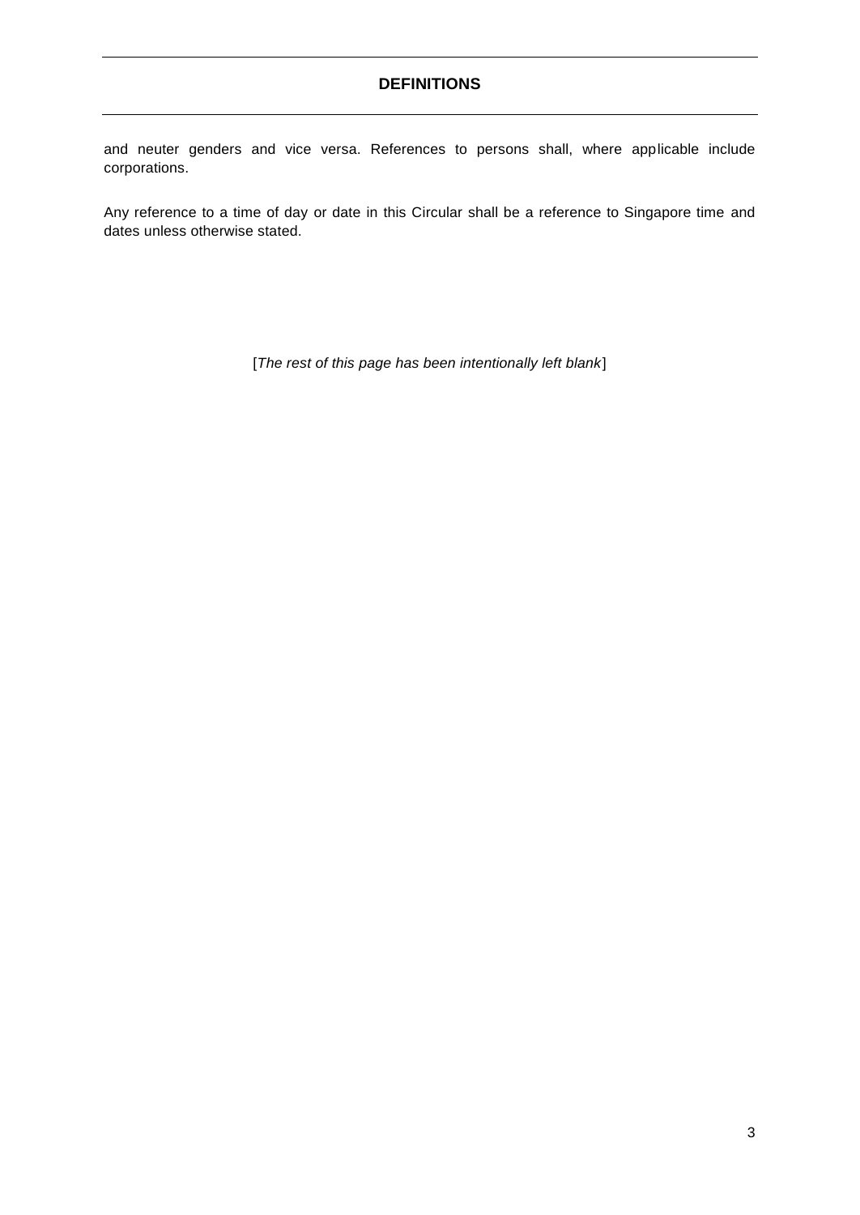## DEFINITIONS

and neuter genders and vice versa. References to persons shall, where applicable include corporations.

Any reference to a time of day or date in this Circular shall be a reference to Singapore time and dates unless otherwise stated.

[*The rest of this page has been intentionally left blank*]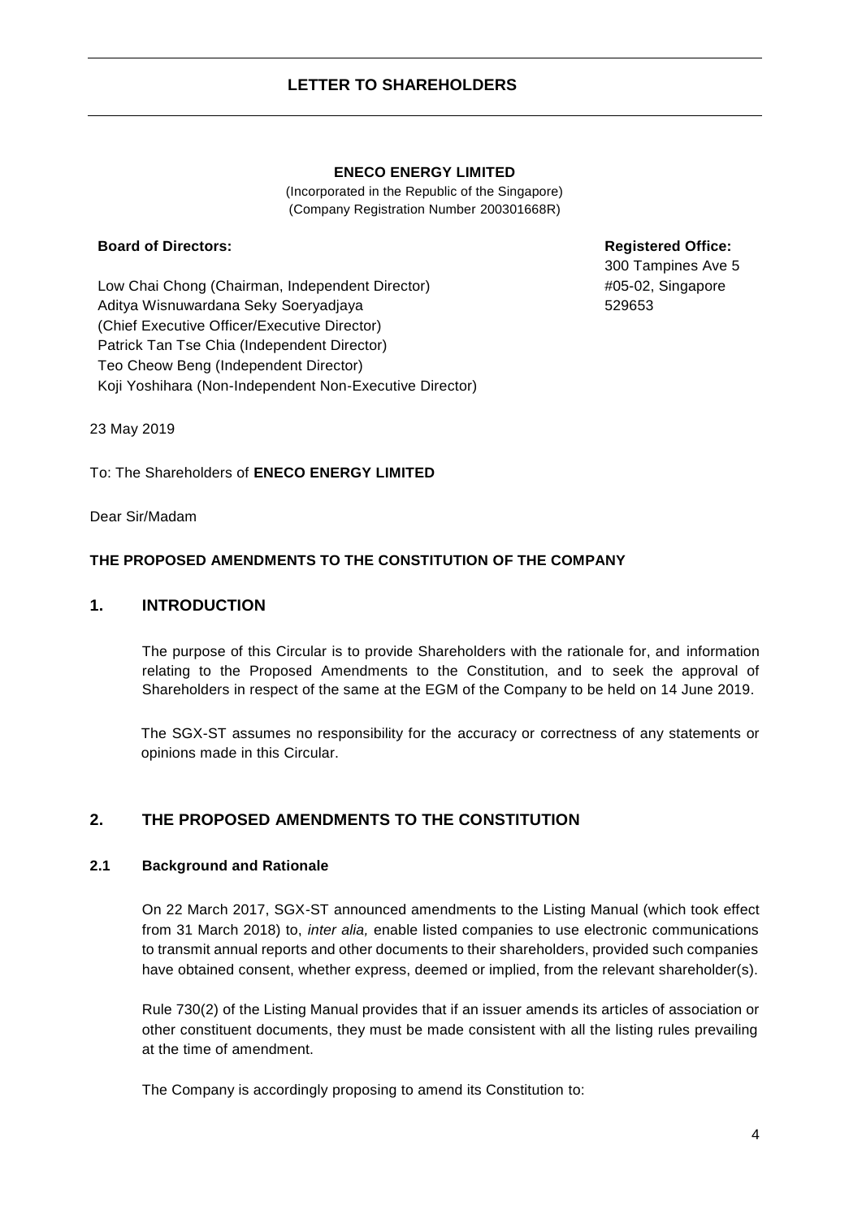# LETTER TO SHAREHOLDERS

**ENECO ENERGY LIMITED**

(Incorporated in the Republic of the Singapore)
(Company Registration Number 200301668R)

**Board of Directors:**

Low Chai Chong (Chairman, Independent Director)
Aditya Wisnuwardana Seky Soeryadjaya
(Chief Executive Officer/Executive Director)
Patrick Tan Tse Chia (Independent Director)
Teo Cheow Beng (Independent Director)
Koji Yoshihara (Non-Independent Non-Executive Director)

**Registered Office:**

300 Tampines Ave 5
#05-02, Singapore
529653

23 May 2019

To: The Shareholders of **ENECO ENERGY LIMITED**

Dear Sir/Madam

**THE PROPOSED AMENDMENTS TO THE CONSTITUTION OF THE COMPANY**

## 1. INTRODUCTION

The purpose of this Circular is to provide Shareholders with the rationale for, and information relating to the Proposed Amendments to the Constitution, and to seek the approval of Shareholders in respect of the same at the EGM of the Company to be held on 14 June 2019.

The SGX-ST assumes no responsibility for the accuracy or correctness of any statements or opinions made in this Circular.

## 2. THE PROPOSED AMENDMENTS TO THE CONSTITUTION

### 2.1 Background and Rationale

On 22 March 2017, SGX-ST announced amendments to the Listing Manual (which took effect from 31 March 2018) to, *inter alia,* enable listed companies to use electronic communications to transmit annual reports and other documents to their shareholders, provided such companies have obtained consent, whether express, deemed or implied, from the relevant shareholder(s).

Rule 730(2) of the Listing Manual provides that if an issuer amends its articles of association or other constituent documents, they must be made consistent with all the listing rules prevailing at the time of amendment.

The Company is accordingly proposing to amend its Constitution to: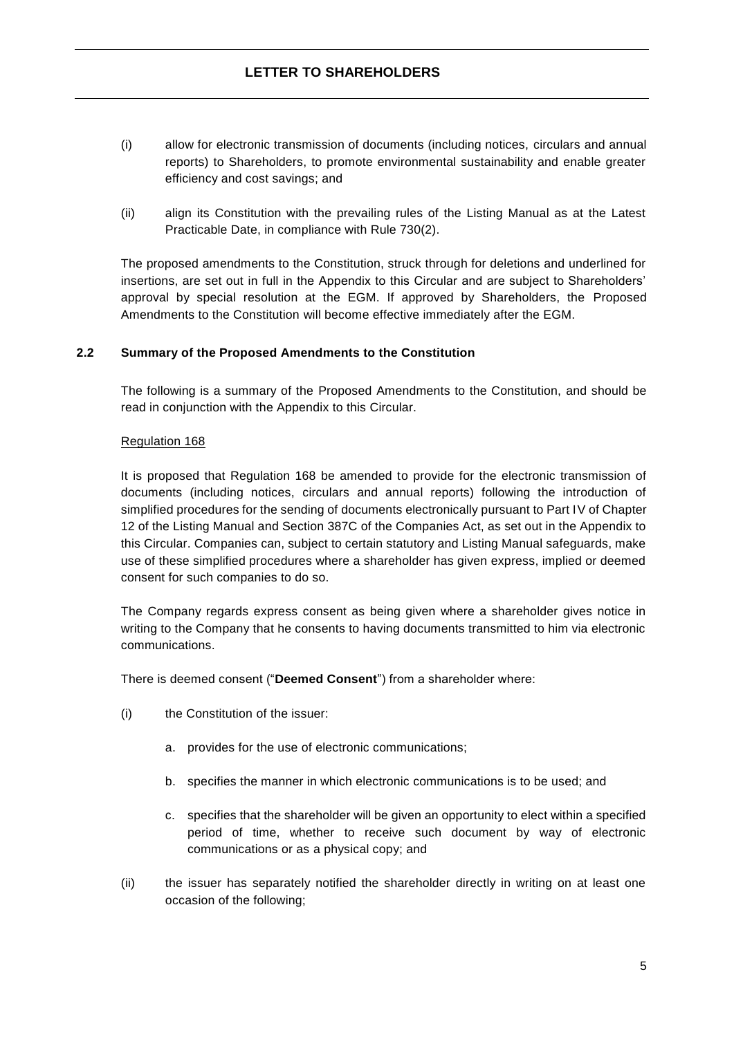(i) allow for electronic transmission of documents (including notices, circulars and annual reports) to Shareholders, to promote environmental sustainability and enable greater efficiency and cost savings; and

(ii) align its Constitution with the prevailing rules of the Listing Manual as at the Latest Practicable Date, in compliance with Rule 730(2).

The proposed amendments to the Constitution, struck through for deletions and underlined for insertions, are set out in full in the Appendix to this Circular and are subject to Shareholders' approval by special resolution at the EGM. If approved by Shareholders, the Proposed Amendments to the Constitution will become effective immediately after the EGM.

**2.2 Summary of the Proposed Amendments to the Constitution**

The following is a summary of the Proposed Amendments to the Constitution, and should be read in conjunction with the Appendix to this Circular.

Regulation 168

It is proposed that Regulation 168 be amended to provide for the electronic transmission of documents (including notices, circulars and annual reports) following the introduction of simplified procedures for the sending of documents electronically pursuant to Part IV of Chapter 12 of the Listing Manual and Section 387C of the Companies Act, as set out in the Appendix to this Circular. Companies can, subject to certain statutory and Listing Manual safeguards, make use of these simplified procedures where a shareholder has given express, implied or deemed consent for such companies to do so.

The Company regards express consent as being given where a shareholder gives notice in writing to the Company that he consents to having documents transmitted to him via electronic communications.

There is deemed consent ("**Deemed Consent**") from a shareholder where:

(i) the Constitution of the issuer:

   a. provides for the use of electronic communications;

   b. specifies the manner in which electronic communications is to be used; and

   c. specifies that the shareholder will be given an opportunity to elect within a specified period of time, whether to receive such document by way of electronic communications or as a physical copy; and

(ii) the issuer has separately notified the shareholder directly in writing on at least one occasion of the following;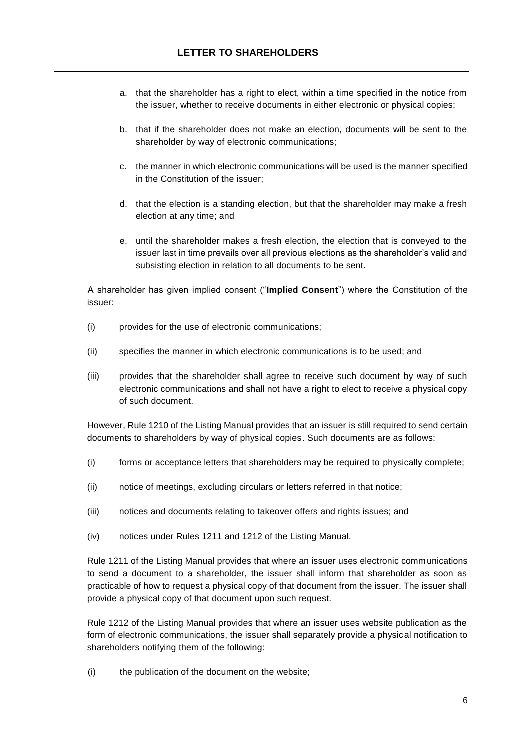a. that the shareholder has a right to elect, within a time specified in the notice from the issuer, whether to receive documents in either electronic or physical copies;

b. that if the shareholder does not make an election, documents will be sent to the shareholder by way of electronic communications;

c. the manner in which electronic communications will be used is the manner specified in the Constitution of the issuer;

d. that the election is a standing election, but that the shareholder may make a fresh election at any time; and

e. until the shareholder makes a fresh election, the election that is conveyed to the issuer last in time prevails over all previous elections as the shareholder's valid and subsisting election in relation to all documents to be sent.

A shareholder has given implied consent ("**Implied Consent**") where the Constitution of the issuer:

(i) provides for the use of electronic communications;

(ii) specifies the manner in which electronic communications is to be used; and

(iii) provides that the shareholder shall agree to receive such document by way of such electronic communications and shall not have a right to elect to receive a physical copy of such document.

However, Rule 1210 of the Listing Manual provides that an issuer is still required to send certain documents to shareholders by way of physical copies. Such documents are as follows:

(i) forms or acceptance letters that shareholders may be required to physically complete;

(ii) notice of meetings, excluding circulars or letters referred in that notice;

(iii) notices and documents relating to takeover offers and rights issues; and

(iv) notices under Rules 1211 and 1212 of the Listing Manual.

Rule 1211 of the Listing Manual provides that where an issuer uses electronic communications to send a document to a shareholder, the issuer shall inform that shareholder as soon as practicable of how to request a physical copy of that document from the issuer. The issuer shall provide a physical copy of that document upon such request.

Rule 1212 of the Listing Manual provides that where an issuer uses website publication as the form of electronic communications, the issuer shall separately provide a physical notification to shareholders notifying them of the following:

(i) the publication of the document on the website;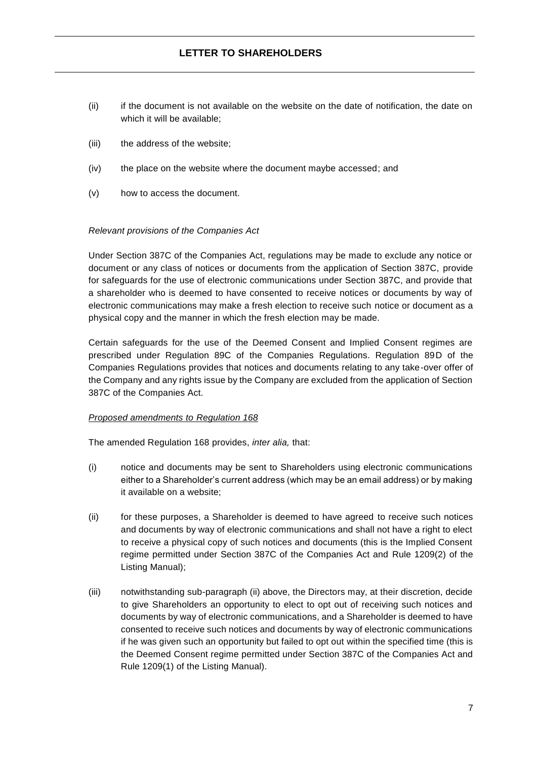(ii) if the document is not available on the website on the date of notification, the date on which it will be available;

(iii) the address of the website;

(iv) the place on the website where the document maybe accessed; and

(v) how to access the document.

*Relevant provisions of the Companies Act*

Under Section 387C of the Companies Act, regulations may be made to exclude any notice or document or any class of notices or documents from the application of Section 387C, provide for safeguards for the use of electronic communications under Section 387C, and provide that a shareholder who is deemed to have consented to receive notices or documents by way of electronic communications may make a fresh election to receive such notice or document as a physical copy and the manner in which the fresh election may be made.

Certain safeguards for the use of the Deemed Consent and Implied Consent regimes are prescribed under Regulation 89C of the Companies Regulations. Regulation 89D of the Companies Regulations provides that notices and documents relating to any take-over offer of the Company and any rights issue by the Company are excluded from the application of Section 387C of the Companies Act.

*Proposed amendments to Regulation 168*

The amended Regulation 168 provides, *inter alia,* that:

(i) notice and documents may be sent to Shareholders using electronic communications either to a Shareholder's current address (which may be an email address) or by making it available on a website;

(ii) for these purposes, a Shareholder is deemed to have agreed to receive such notices and documents by way of electronic communications and shall not have a right to elect to receive a physical copy of such notices and documents (this is the Implied Consent regime permitted under Section 387C of the Companies Act and Rule 1209(2) of the Listing Manual);

(iii) notwithstanding sub-paragraph (ii) above, the Directors may, at their discretion, decide to give Shareholders an opportunity to elect to opt out of receiving such notices and documents by way of electronic communications, and a Shareholder is deemed to have consented to receive such notices and documents by way of electronic communications if he was given such an opportunity but failed to opt out within the specified time (this is the Deemed Consent regime permitted under Section 387C of the Companies Act and Rule 1209(1) of the Listing Manual).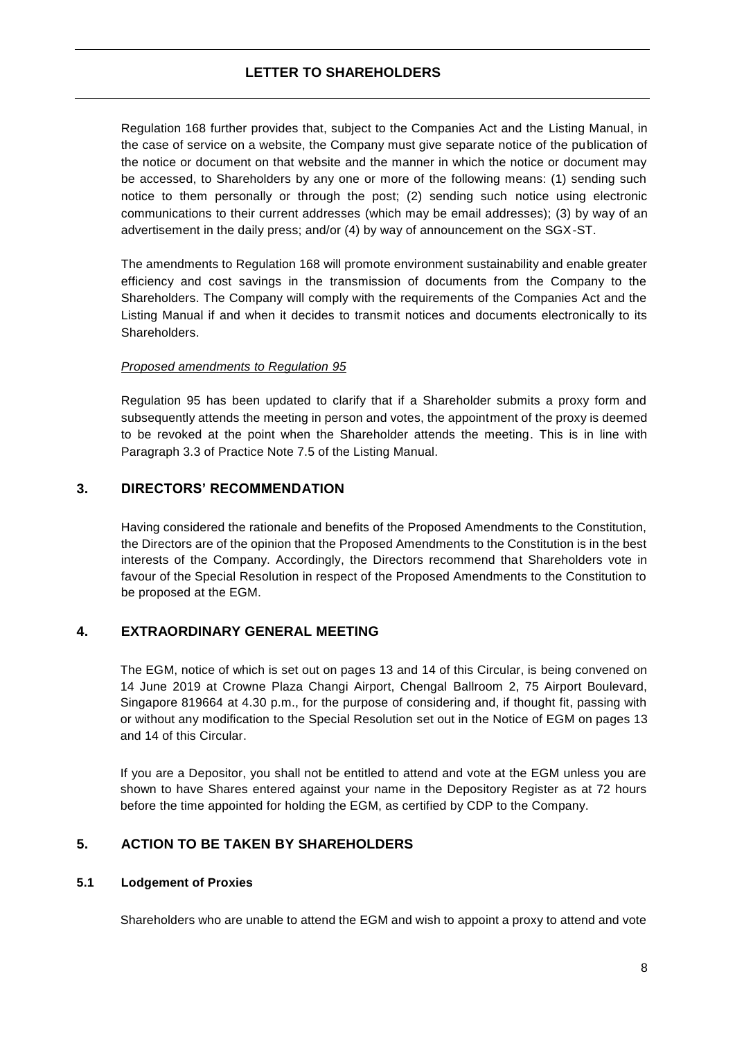Regulation 168 further provides that, subject to the Companies Act and the Listing Manual, in the case of service on a website, the Company must give separate notice of the publication of the notice or document on that website and the manner in which the notice or document may be accessed, to Shareholders by any one or more of the following means: (1) sending such notice to them personally or through the post; (2) sending such notice using electronic communications to their current addresses (which may be email addresses); (3) by way of an advertisement in the daily press; and/or (4) by way of announcement on the SGX-ST.

The amendments to Regulation 168 will promote environment sustainability and enable greater efficiency and cost savings in the transmission of documents from the Company to the Shareholders. The Company will comply with the requirements of the Companies Act and the Listing Manual if and when it decides to transmit notices and documents electronically to its Shareholders.

*Proposed amendments to Regulation 95*

Regulation 95 has been updated to clarify that if a Shareholder submits a proxy form and subsequently attends the meeting in person and votes, the appointment of the proxy is deemed to be revoked at the point when the Shareholder attends the meeting. This is in line with Paragraph 3.3 of Practice Note 7.5 of the Listing Manual.

## 3. DIRECTORS' RECOMMENDATION

Having considered the rationale and benefits of the Proposed Amendments to the Constitution, the Directors are of the opinion that the Proposed Amendments to the Constitution is in the best interests of the Company. Accordingly, the Directors recommend that Shareholders vote in favour of the Special Resolution in respect of the Proposed Amendments to the Constitution to be proposed at the EGM.

## 4. EXTRAORDINARY GENERAL MEETING

The EGM, notice of which is set out on pages 13 and 14 of this Circular, is being convened on 14 June 2019 at Crowne Plaza Changi Airport, Chengal Ballroom 2, 75 Airport Boulevard, Singapore 819664 at 4.30 p.m., for the purpose of considering and, if thought fit, passing with or without any modification to the Special Resolution set out in the Notice of EGM on pages 13 and 14 of this Circular.

If you are a Depositor, you shall not be entitled to attend and vote at the EGM unless you are shown to have Shares entered against your name in the Depository Register as at 72 hours before the time appointed for holding the EGM, as certified by CDP to the Company.

## 5. ACTION TO BE TAKEN BY SHAREHOLDERS

### 5.1 Lodgement of Proxies

Shareholders who are unable to attend the EGM and wish to appoint a proxy to attend and vote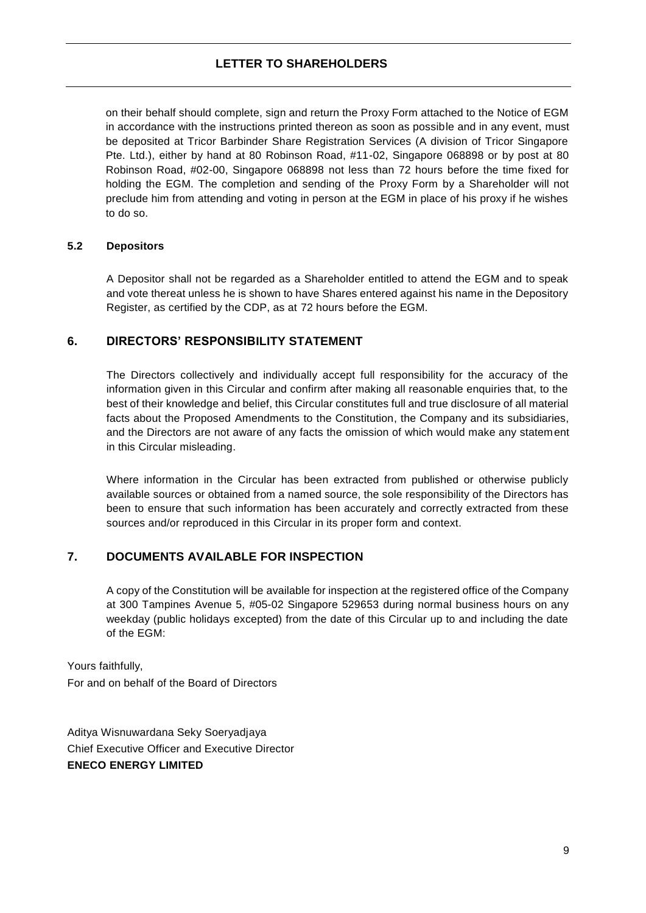on their behalf should complete, sign and return the Proxy Form attached to the Notice of EGM in accordance with the instructions printed thereon as soon as possible and in any event, must be deposited at Tricor Barbinder Share Registration Services (A division of Tricor Singapore Pte. Ltd.), either by hand at 80 Robinson Road, #11-02, Singapore 068898 or by post at 80 Robinson Road, #02-00, Singapore 068898 not less than 72 hours before the time fixed for holding the EGM. The completion and sending of the Proxy Form by a Shareholder will not preclude him from attending and voting in person at the EGM in place of his proxy if he wishes to do so.

### 5.2 Depositors

A Depositor shall not be regarded as a Shareholder entitled to attend the EGM and to speak and vote thereat unless he is shown to have Shares entered against his name in the Depository Register, as certified by the CDP, as at 72 hours before the EGM.

## 6. DIRECTORS' RESPONSIBILITY STATEMENT

The Directors collectively and individually accept full responsibility for the accuracy of the information given in this Circular and confirm after making all reasonable enquiries that, to the best of their knowledge and belief, this Circular constitutes full and true disclosure of all material facts about the Proposed Amendments to the Constitution, the Company and its subsidiaries, and the Directors are not aware of any facts the omission of which would make any statement in this Circular misleading.

Where information in the Circular has been extracted from published or otherwise publicly available sources or obtained from a named source, the sole responsibility of the Directors has been to ensure that such information has been accurately and correctly extracted from these sources and/or reproduced in this Circular in its proper form and context.

## 7. DOCUMENTS AVAILABLE FOR INSPECTION

A copy of the Constitution will be available for inspection at the registered office of the Company at 300 Tampines Avenue 5, #05-02 Singapore 529653 during normal business hours on any weekday (public holidays excepted) from the date of this Circular up to and including the date of the EGM:

Yours faithfully,
For and on behalf of the Board of Directors

Aditya Wisnuwardana Seky Soeryadjaya
Chief Executive Officer and Executive Director
**ENECO ENERGY LIMITED**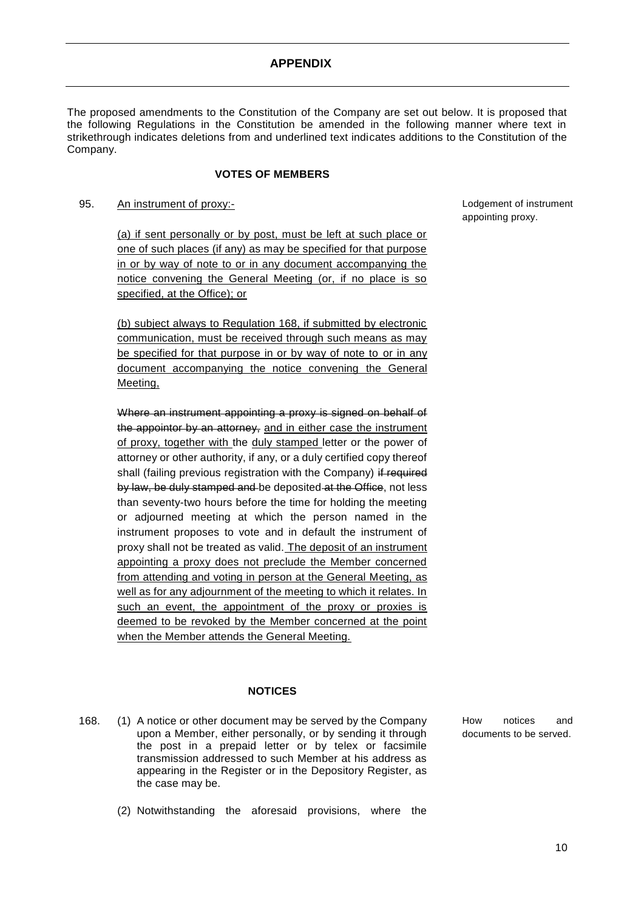# APPENDIX

The proposed amendments to the Constitution of the Company are set out below. It is proposed that the following Regulations in the Constitution be amended in the following manner where text in strikethrough indicates deletions from and underlined text indicates additions to the Constitution of the Company.

### VOTES OF MEMBERS

95. <u>An instrument of proxy:-</u>

*Lodgement of instrument appointing proxy.*

<u>(a) if sent personally or by post, must be left at such place or one of such places (if any) as may be specified for that purpose in or by way of note to or in any document accompanying the notice convening the General Meeting (or, if no place is so specified, at the Office); or</u>

<u>(b) subject always to Regulation 168, if submitted by electronic communication, must be received through such means as may be specified for that purpose in or by way of note to or in any document accompanying the notice convening the General Meeting,</u>

~~Where an instrument appointing a proxy is signed on behalf of the appointor by an attorney,~~ <u>and in either case the instrument of proxy, together with</u> the <u>duly stamped</u> letter or the power of attorney or other authority, if any, or a duly certified copy thereof shall (failing previous registration with the Company) ~~if required by law, be duly stamped and~~ be deposited ~~at the Office~~, not less than seventy-two hours before the time for holding the meeting or adjourned meeting at which the person named in the instrument proposes to vote and in default the instrument of proxy shall not be treated as valid. <u>The deposit of an instrument appointing a proxy does not preclude the Member concerned from attending and voting in person at the General Meeting, as well as for any adjournment of the meeting to which it relates. In such an event, the appointment of the proxy or proxies is deemed to be revoked by the Member concerned at the point when the Member attends the General Meeting.</u>

### NOTICES

168. (1) A notice or other document may be served by the Company upon a Member, either personally, or by sending it through the post in a prepaid letter or by telex or facsimile transmission addressed to such Member at his address as appearing in the Register or in the Depository Register, as the case may be.

*How notices and documents to be served.*

(2) Notwithstanding the aforesaid provisions, where the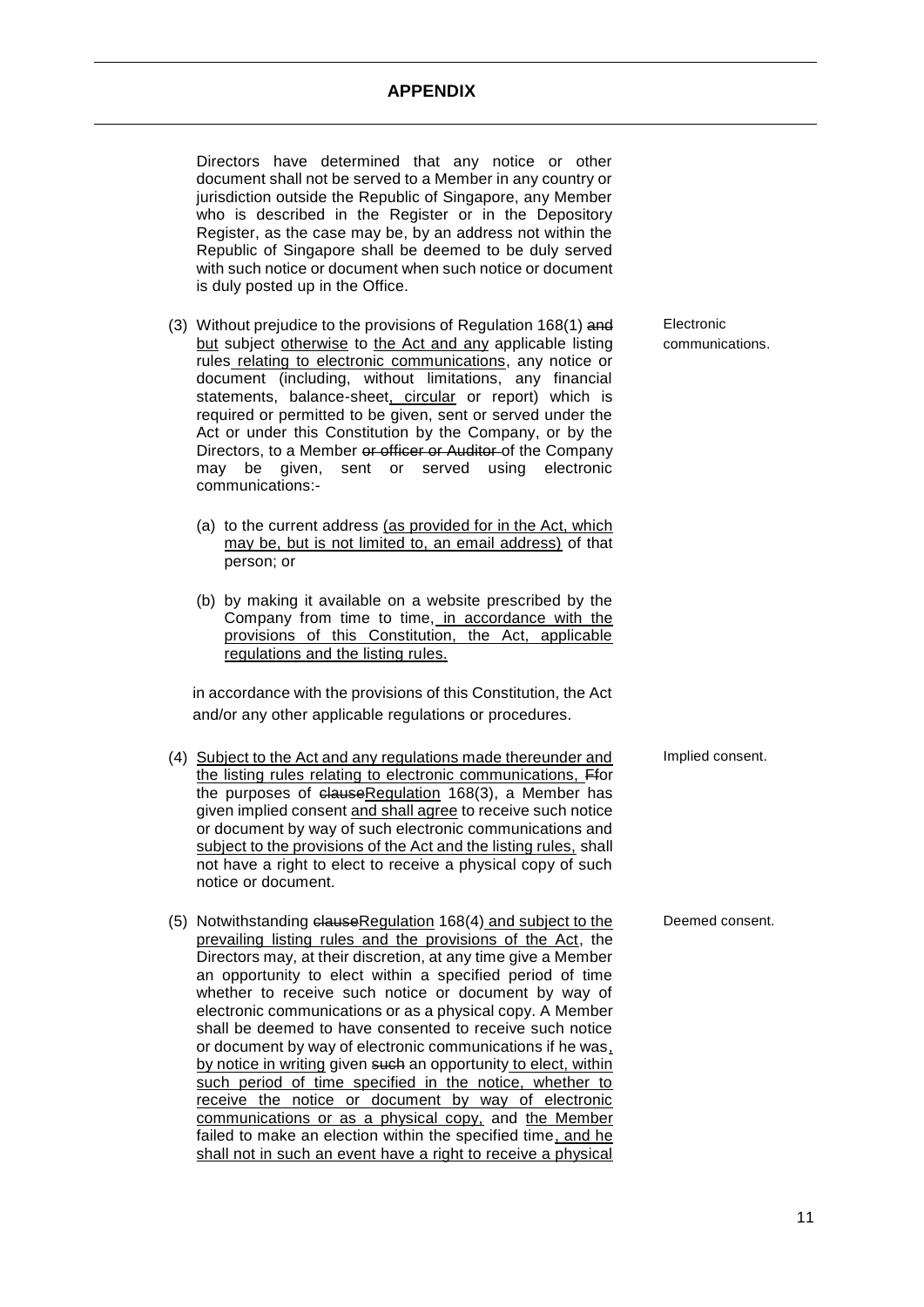Directors have determined that any notice or other document shall not be served to a Member in any country or jurisdiction outside the Republic of Singapore, any Member who is described in the Register or in the Depository Register, as the case may be, by an address not within the Republic of Singapore shall be deemed to be duly served with such notice or document when such notice or document is duly posted up in the Office.

*Electronic communications.*

(3) Without prejudice to the provisions of Regulation 168(1) ~~and~~ <u>but</u> subject <u>otherwise</u> to <u>the Act and any</u> applicable listing rules <u>relating to electronic communications</u>, any notice or document (including, without limitations, any financial statements, balance-sheet<u>, circular</u> or report) which is required or permitted to be given, sent or served under the Act or under this Constitution by the Company, or by the Directors, to a Member ~~or officer or Auditor~~ of the Company may be given, sent or served using electronic communications:-

(a) to the current address <u>(as provided for in the Act, which may be, but is not limited to, an email address)</u> of that person; or

(b) by making it available on a website prescribed by the Company from time to time<u>, in accordance with the provisions of this Constitution, the Act, applicable regulations and the listing rules.</u>

in accordance with the provisions of this Constitution, the Act and/or any other applicable regulations or procedures.

*Implied consent.*

(4) <u>Subject to the Act and any regulations made thereunder and the listing rules relating to electronic communications,</u> ~~F~~for the purposes of ~~clause~~<u>Regulation</u> 168(3), a Member has given implied consent <u>and shall agree</u> to receive such notice or document by way of such electronic communications and <u>subject to the provisions of the Act and the listing rules,</u> shall not have a right to elect to receive a physical copy of such notice or document.

*Deemed consent.*

(5) Notwithstanding ~~clause~~<u>Regulation</u> 168(4) <u>and subject to the prevailing listing rules and the provisions of the Act</u>, the Directors may, at their discretion, at any time give a Member an opportunity to elect within a specified period of time whether to receive such notice or document by way of electronic communications or as a physical copy. A Member shall be deemed to have consented to receive such notice or document by way of electronic communications if he was<u>, by notice in writing</u> given ~~such~~ an opportunity <u>to elect, within such period of time specified in the notice, whether to receive the notice or document by way of electronic communications or as a physical copy,</u> and <u>the Member</u> failed to make an election within the specified time<u>, and he shall not in such an event have a right to receive a physical</u>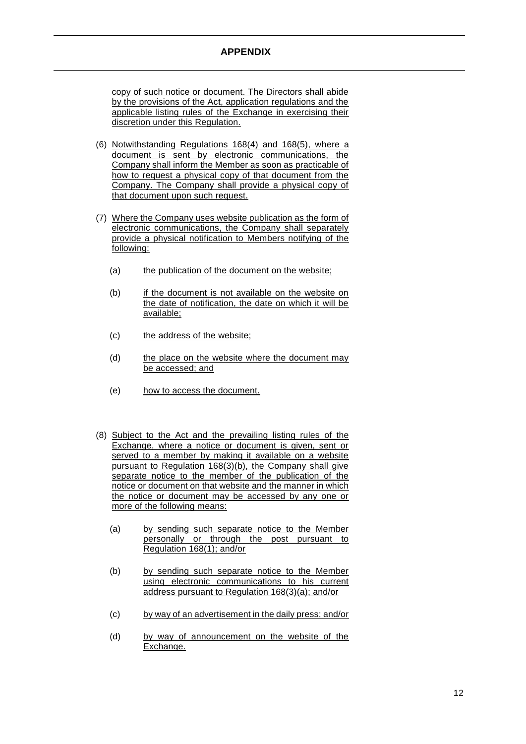## APPENDIX

copy of such notice or document. The Directors shall abide by the provisions of the Act, application regulations and the applicable listing rules of the Exchange in exercising their discretion under this Regulation.

(6) Notwithstanding Regulations 168(4) and 168(5), where a document is sent by electronic communications, the Company shall inform the Member as soon as practicable of how to request a physical copy of that document from the Company. The Company shall provide a physical copy of that document upon such request.

(7) Where the Company uses website publication as the form of electronic communications, the Company shall separately provide a physical notification to Members notifying of the following:

- (a) the publication of the document on the website;
- (b) if the document is not available on the website on the date of notification, the date on which it will be available;
- (c) the address of the website;
- (d) the place on the website where the document may be accessed; and
- (e) how to access the document.

(8) Subject to the Act and the prevailing listing rules of the Exchange, where a notice or document is given, sent or served to a member by making it available on a website pursuant to Regulation 168(3)(b), the Company shall give separate notice to the member of the publication of the notice or document on that website and the manner in which the notice or document may be accessed by any one or more of the following means:

- (a) by sending such separate notice to the Member personally or through the post pursuant to Regulation 168(1); and/or
- (b) by sending such separate notice to the Member using electronic communications to his current address pursuant to Regulation 168(3)(a); and/or
- (c) by way of an advertisement in the daily press; and/or
- (d) by way of announcement on the website of the Exchange.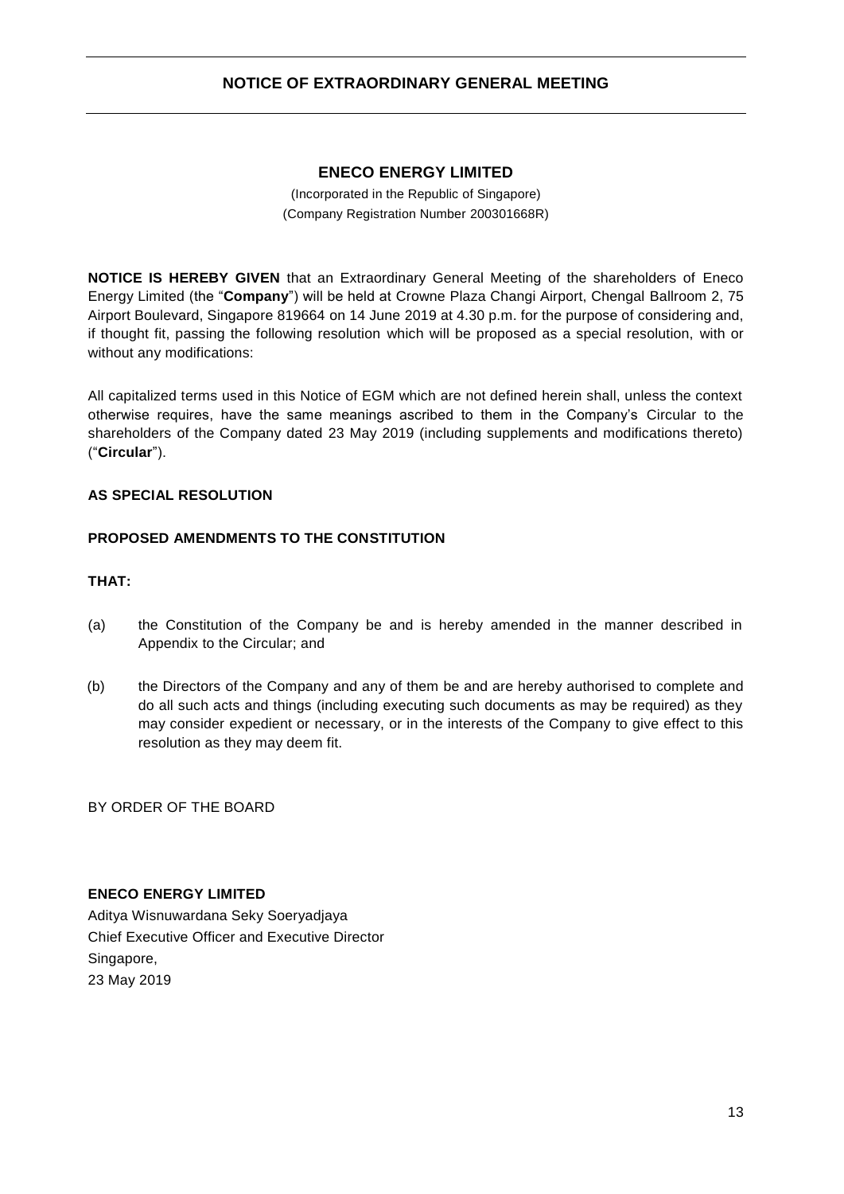## NOTICE OF EXTRAORDINARY GENERAL MEETING

**ENECO ENERGY LIMITED**

(Incorporated in the Republic of Singapore)
(Company Registration Number 200301668R)

**NOTICE IS HEREBY GIVEN** that an Extraordinary General Meeting of the shareholders of Eneco Energy Limited (the "**Company**") will be held at Crowne Plaza Changi Airport, Chengal Ballroom 2, 75 Airport Boulevard, Singapore 819664 on 14 June 2019 at 4.30 p.m. for the purpose of considering and, if thought fit, passing the following resolution which will be proposed as a special resolution, with or without any modifications:

All capitalized terms used in this Notice of EGM which are not defined herein shall, unless the context otherwise requires, have the same meanings ascribed to them in the Company's Circular to the shareholders of the Company dated 23 May 2019 (including supplements and modifications thereto) ("**Circular**").

**AS SPECIAL RESOLUTION**

**PROPOSED AMENDMENTS TO THE CONSTITUTION**

**THAT:**

(a) the Constitution of the Company be and is hereby amended in the manner described in Appendix to the Circular; and

(b) the Directors of the Company and any of them be and are hereby authorised to complete and do all such acts and things (including executing such documents as may be required) as they may consider expedient or necessary, or in the interests of the Company to give effect to this resolution as they may deem fit.

BY ORDER OF THE BOARD

**ENECO ENERGY LIMITED**
Aditya Wisnuwardana Seky Soeryadjaya
Chief Executive Officer and Executive Director
Singapore,
23 May 2019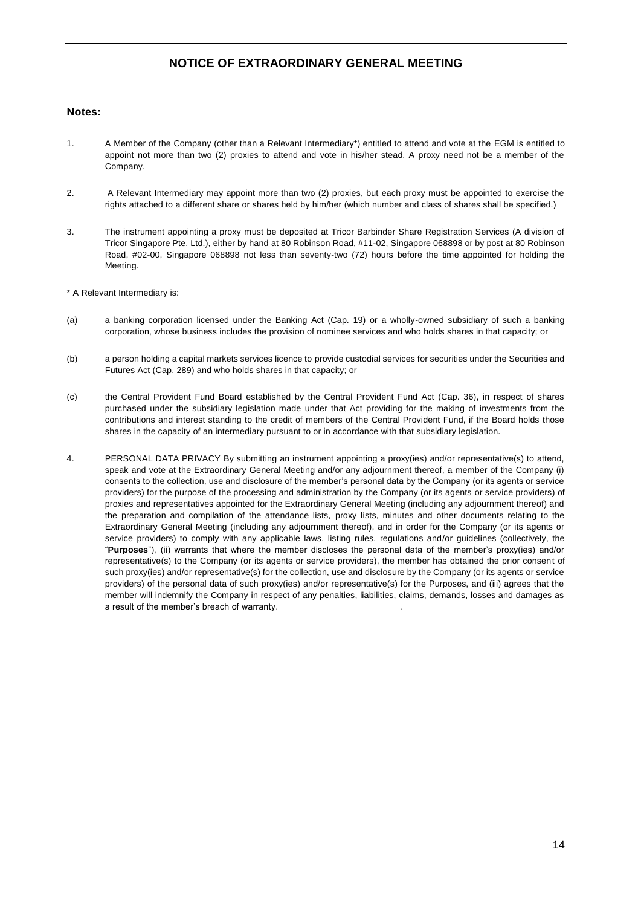# NOTICE OF EXTRAORDINARY GENERAL MEETING

## Notes:

1. A Member of the Company (other than a Relevant Intermediary*) entitled to attend and vote at the EGM is entitled to appoint not more than two (2) proxies to attend and vote in his/her stead. A proxy need not be a member of the Company.

2. A Relevant Intermediary may appoint more than two (2) proxies, but each proxy must be appointed to exercise the rights attached to a different share or shares held by him/her (which number and class of shares shall be specified.)

3. The instrument appointing a proxy must be deposited at Tricor Barbinder Share Registration Services (A division of Tricor Singapore Pte. Ltd.), either by hand at 80 Robinson Road, #11-02, Singapore 068898 or by post at 80 Robinson Road, #02-00, Singapore 068898 not less than seventy-two (72) hours before the time appointed for holding the Meeting.

\* A Relevant Intermediary is:

(a) a banking corporation licensed under the Banking Act (Cap. 19) or a wholly-owned subsidiary of such a banking corporation, whose business includes the provision of nominee services and who holds shares in that capacity; or

(b) a person holding a capital markets services licence to provide custodial services for securities under the Securities and Futures Act (Cap. 289) and who holds shares in that capacity; or

(c) the Central Provident Fund Board established by the Central Provident Fund Act (Cap. 36), in respect of shares purchased under the subsidiary legislation made under that Act providing for the making of investments from the contributions and interest standing to the credit of members of the Central Provident Fund, if the Board holds those shares in the capacity of an intermediary pursuant to or in accordance with that subsidiary legislation.

4. PERSONAL DATA PRIVACY By submitting an instrument appointing a proxy(ies) and/or representative(s) to attend, speak and vote at the Extraordinary General Meeting and/or any adjournment thereof, a member of the Company (i) consents to the collection, use and disclosure of the member's personal data by the Company (or its agents or service providers) for the purpose of the processing and administration by the Company (or its agents or service providers) of proxies and representatives appointed for the Extraordinary General Meeting (including any adjournment thereof) and the preparation and compilation of the attendance lists, proxy lists, minutes and other documents relating to the Extraordinary General Meeting (including any adjournment thereof), and in order for the Company (or its agents or service providers) to comply with any applicable laws, listing rules, regulations and/or guidelines (collectively, the "**Purposes**"), (ii) warrants that where the member discloses the personal data of the member's proxy(ies) and/or representative(s) to the Company (or its agents or service providers), the member has obtained the prior consent of such proxy(ies) and/or representative(s) for the collection, use and disclosure by the Company (or its agents or service providers) of the personal data of such proxy(ies) and/or representative(s) for the Purposes, and (iii) agrees that the member will indemnify the Company in respect of any penalties, liabilities, claims, demands, losses and damages as a result of the member's breach of warranty.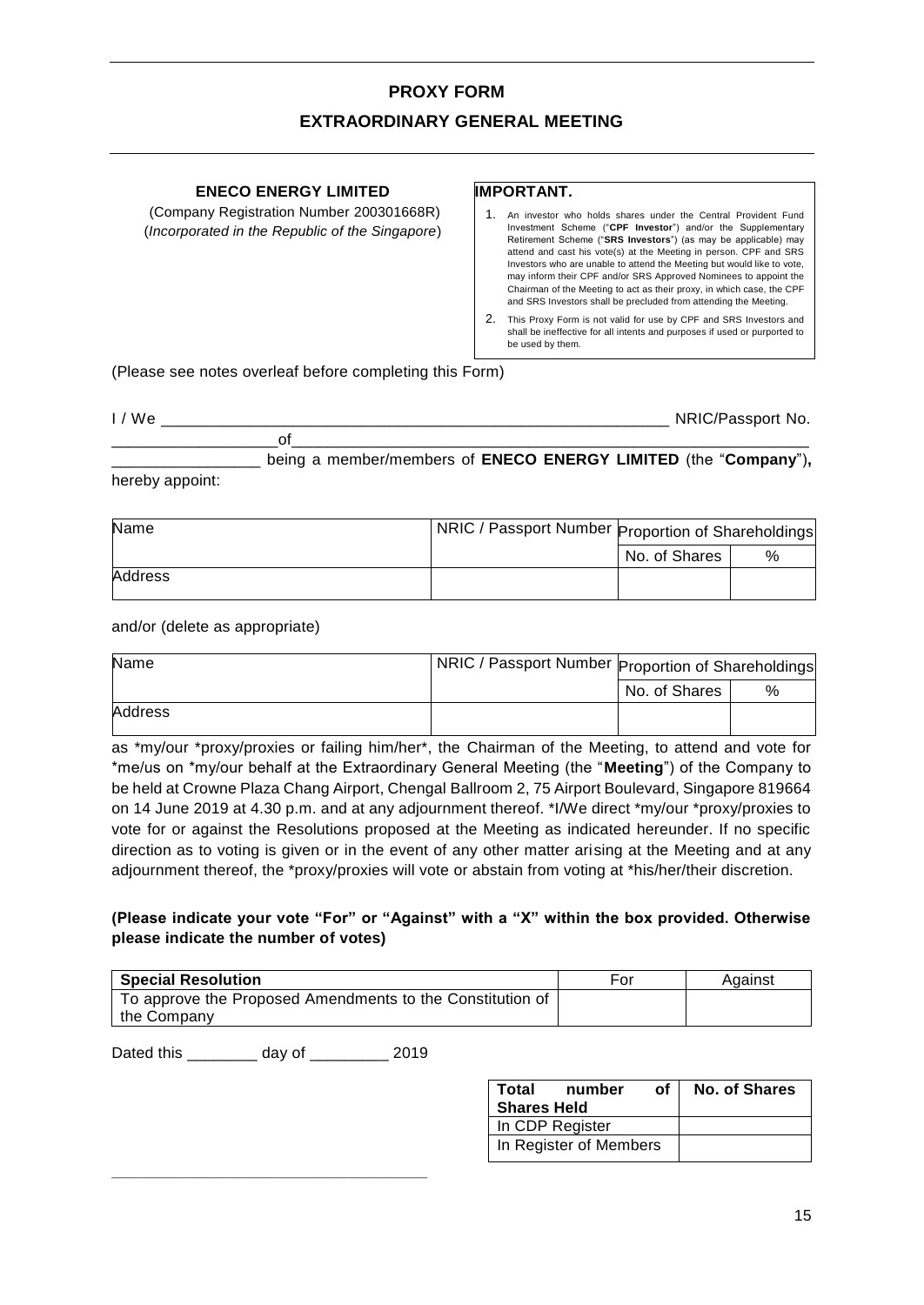# PROXY FORM

## EXTRAORDINARY GENERAL MEETING

**ENECO ENERGY LIMITED**

(Company Registration Number 200301668R)
(*Incorporated in the Republic of the Singapore*)

**IMPORTANT.**

1. An investor who holds shares under the Central Provident Fund Investment Scheme ("**CPF Investor**") and/or the Supplementary Retirement Scheme ("**SRS Investors**") (as may be applicable) may attend and cast his vote(s) at the Meeting in person. CPF and SRS Investors who are unable to attend the Meeting but would like to vote, may inform their CPF and/or SRS Approved Nominees to appoint the Chairman of the Meeting to act as their proxy, in which case, the CPF and SRS Investors shall be precluded from attending the Meeting.
2. This Proxy Form is not valid for use by CPF and SRS Investors and shall be ineffective for all intents and purposes if used or purported to be used by them.

(Please see notes overleaf before completing this Form)

I / We ______________________________________________________________ NRIC/Passport No. __________________ of ______________________________________________________________ ________________ being a member/members of **ENECO ENERGY LIMITED** (the "**Company**"), hereby appoint:

| Name | NRIC / Passport Number | Proportion of Shareholdings | |
|---|---|---|---|
| | | No. of Shares | % |
| Address | | | |

and/or (delete as appropriate)

| Name | NRIC / Passport Number | Proportion of Shareholdings | |
|---|---|---|---|
| | | No. of Shares | % |
| Address | | | |

as *my/our *proxy/proxies or failing him/her*, the Chairman of the Meeting, to attend and vote for *me/us on *my/our behalf at the Extraordinary General Meeting (the "**Meeting**") of the Company to be held at Crowne Plaza Chang Airport, Chengal Ballroom 2, 75 Airport Boulevard, Singapore 819664 on 14 June 2019 at 4.30 p.m. and at any adjournment thereof. *I/We direct *my/our *proxy/proxies to vote for or against the Resolutions proposed at the Meeting as indicated hereunder. If no specific direction as to voting is given or in the event of any other matter arising at the Meeting and at any adjournment thereof, the *proxy/proxies will vote or abstain from voting at *his/her/their discretion.

**(Please indicate your vote "For" or "Against" with a "X" within the box provided. Otherwise please indicate the number of votes)**

| **Special Resolution** | For | Against |
|---|---|---|
| To approve the Proposed Amendments to the Constitution of the Company | | |

Dated this ________ day of _________ 2019

| **Total number of Shares Held** | **No. of Shares** |
|---|---|
| In CDP Register | |
| In Register of Members | |

____________________________________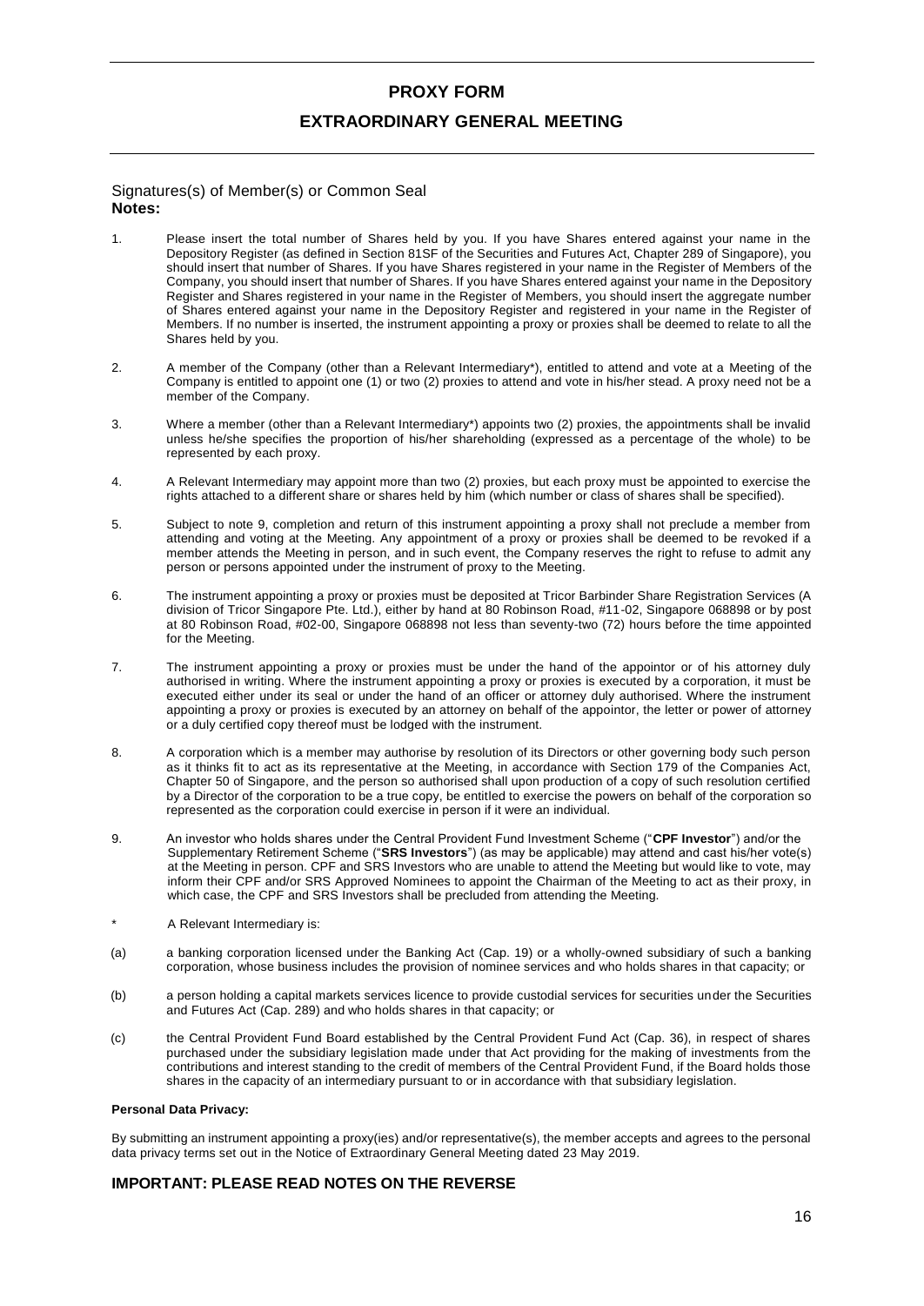# PROXY FORM

## EXTRAORDINARY GENERAL MEETING

Signatures(s) of Member(s) or Common Seal

**Notes:**

1. Please insert the total number of Shares held by you. If you have Shares entered against your name in the Depository Register (as defined in Section 81SF of the Securities and Futures Act, Chapter 289 of Singapore), you should insert that number of Shares. If you have Shares registered in your name in the Register of Members of the Company, you should insert that number of Shares. If you have Shares entered against your name in the Depository Register and Shares registered in your name in the Register of Members, you should insert the aggregate number of Shares entered against your name in the Depository Register and registered in your name in the Register of Members. If no number is inserted, the instrument appointing a proxy or proxies shall be deemed to relate to all the Shares held by you.

2. A member of the Company (other than a Relevant Intermediary*), entitled to attend and vote at a Meeting of the Company is entitled to appoint one (1) or two (2) proxies to attend and vote in his/her stead. A proxy need not be a member of the Company.

3. Where a member (other than a Relevant Intermediary*) appoints two (2) proxies, the appointments shall be invalid unless he/she specifies the proportion of his/her shareholding (expressed as a percentage of the whole) to be represented by each proxy.

4. A Relevant Intermediary may appoint more than two (2) proxies, but each proxy must be appointed to exercise the rights attached to a different share or shares held by him (which number or class of shares shall be specified).

5. Subject to note 9, completion and return of this instrument appointing a proxy shall not preclude a member from attending and voting at the Meeting. Any appointment of a proxy or proxies shall be deemed to be revoked if a member attends the Meeting in person, and in such event, the Company reserves the right to refuse to admit any person or persons appointed under the instrument of proxy to the Meeting.

6. The instrument appointing a proxy or proxies must be deposited at Tricor Barbinder Share Registration Services (A division of Tricor Singapore Pte. Ltd.), either by hand at 80 Robinson Road, #11-02, Singapore 068898 or by post at 80 Robinson Road, #02-00, Singapore 068898 not less than seventy-two (72) hours before the time appointed for the Meeting.

7. The instrument appointing a proxy or proxies must be under the hand of the appointor or of his attorney duly authorised in writing. Where the instrument appointing a proxy or proxies is executed by a corporation, it must be executed either under its seal or under the hand of an officer or attorney duly authorised. Where the instrument appointing a proxy or proxies is executed by an attorney on behalf of the appointor, the letter or power of attorney or a duly certified copy thereof must be lodged with the instrument.

8. A corporation which is a member may authorise by resolution of its Directors or other governing body such person as it thinks fit to act as its representative at the Meeting, in accordance with Section 179 of the Companies Act, Chapter 50 of Singapore, and the person so authorised shall upon production of a copy of such resolution certified by a Director of the corporation to be a true copy, be entitled to exercise the powers on behalf of the corporation so represented as the corporation could exercise in person if it were an individual.

9. An investor who holds shares under the Central Provident Fund Investment Scheme ("**CPF Investor**") and/or the Supplementary Retirement Scheme ("**SRS Investors**") (as may be applicable) may attend and cast his/her vote(s) at the Meeting in person. CPF and SRS Investors who are unable to attend the Meeting but would like to vote, may inform their CPF and/or SRS Approved Nominees to appoint the Chairman of the Meeting to act as their proxy, in which case, the CPF and SRS Investors shall be precluded from attending the Meeting.

\* A Relevant Intermediary is:

(a) a banking corporation licensed under the Banking Act (Cap. 19) or a wholly-owned subsidiary of such a banking corporation, whose business includes the provision of nominee services and who holds shares in that capacity; or

(b) a person holding a capital markets services licence to provide custodial services for securities under the Securities and Futures Act (Cap. 289) and who holds shares in that capacity; or

(c) the Central Provident Fund Board established by the Central Provident Fund Act (Cap. 36), in respect of shares purchased under the subsidiary legislation made under that Act providing for the making of investments from the contributions and interest standing to the credit of members of the Central Provident Fund, if the Board holds those shares in the capacity of an intermediary pursuant to or in accordance with that subsidiary legislation.

**Personal Data Privacy:**

By submitting an instrument appointing a proxy(ies) and/or representative(s), the member accepts and agrees to the personal data privacy terms set out in the Notice of Extraordinary General Meeting dated 23 May 2019.

### IMPORTANT: PLEASE READ NOTES ON THE REVERSE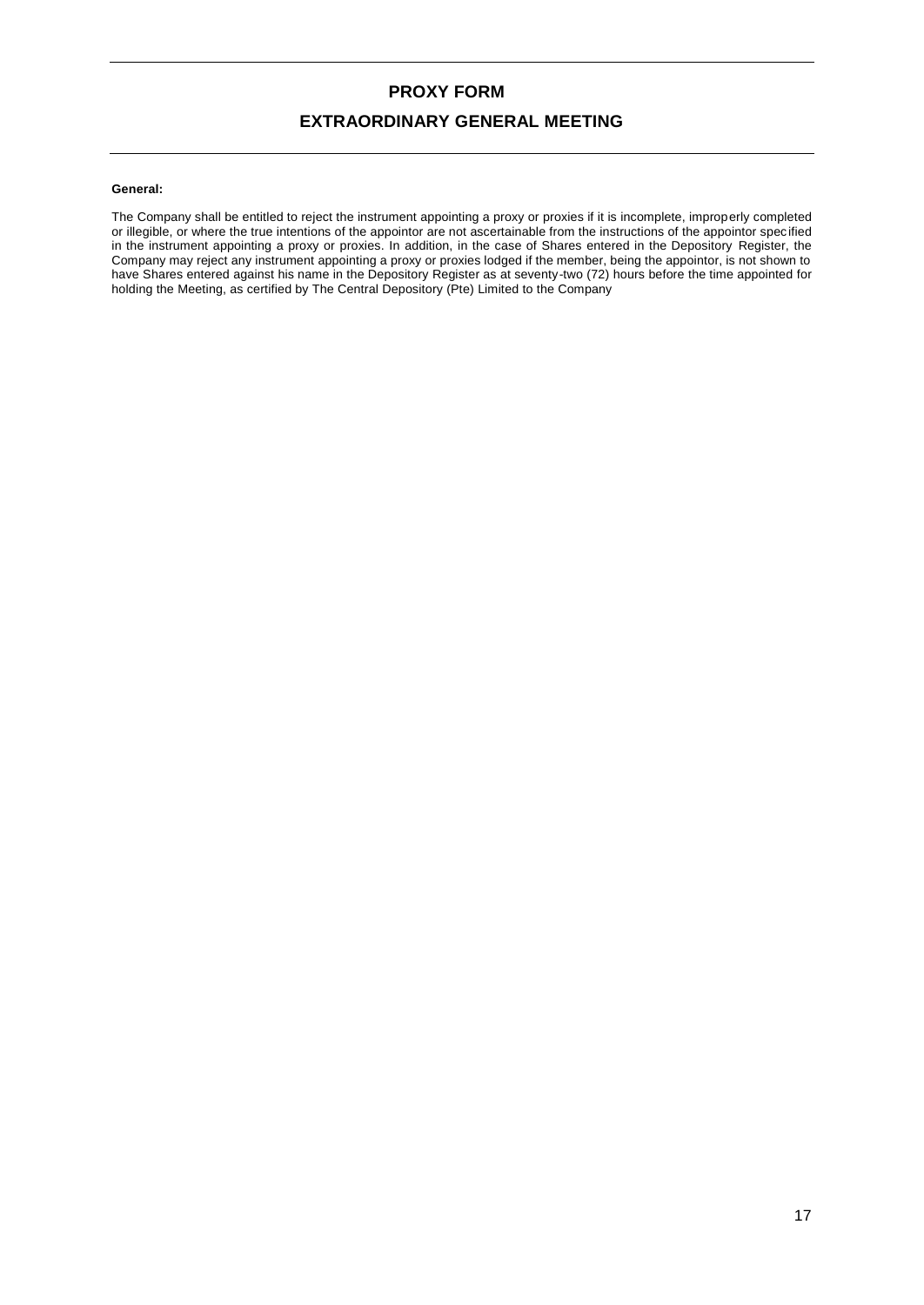# PROXY FORM

## EXTRAORDINARY GENERAL MEETING

**General:**

The Company shall be entitled to reject the instrument appointing a proxy or proxies if it is incomplete, improperly completed or illegible, or where the true intentions of the appointor are not ascertainable from the instructions of the appointor specified in the instrument appointing a proxy or proxies. In addition, in the case of Shares entered in the Depository Register, the Company may reject any instrument appointing a proxy or proxies lodged if the member, being the appointor, is not shown to have Shares entered against his name in the Depository Register as at seventy-two (72) hours before the time appointed for holding the Meeting, as certified by The Central Depository (Pte) Limited to the Company